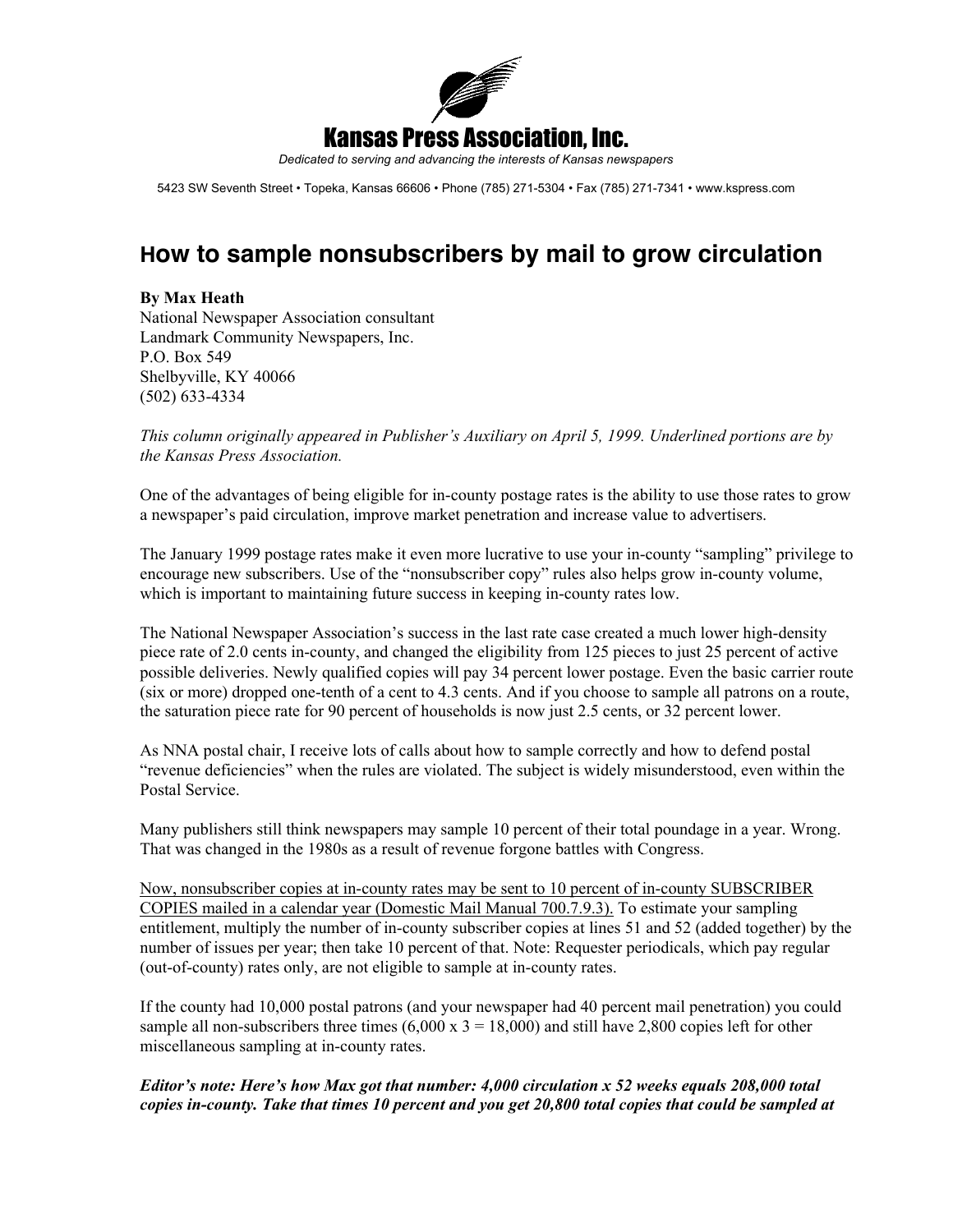**Kansas Press Association, Inc.**

*Dedicated to serving and advancing the interests of Kansas newspapers*

5423 SW Seventh Street • Topeka, Kansas 66606 • Phone (785) 271-5304 • Fax (785) 271-7341 • www.kspress.com

# How to sample nonsubscribers by mail to grow circulation

**By Max Heath**
National Newspaper Association consultant
Landmark Community Newspapers, Inc.
P.O. Box 549
Shelbyville, KY 40066
(502) 633-4334

*This column originally appeared in Publisher's Auxiliary on April 5, 1999. Underlined portions are by the Kansas Press Association.*

One of the advantages of being eligible for in-county postage rates is the ability to use those rates to grow a newspaper's paid circulation, improve market penetration and increase value to advertisers.

The January 1999 postage rates make it even more lucrative to use your in-county "sampling" privilege to encourage new subscribers. Use of the "nonsubscriber copy" rules also helps grow in-county volume, which is important to maintaining future success in keeping in-county rates low.

The National Newspaper Association's success in the last rate case created a much lower high-density piece rate of 2.0 cents in-county, and changed the eligibility from 125 pieces to just 25 percent of active possible deliveries. Newly qualified copies will pay 34 percent lower postage. Even the basic carrier route (six or more) dropped one-tenth of a cent to 4.3 cents. And if you choose to sample all patrons on a route, the saturation piece rate for 90 percent of households is now just 2.5 cents, or 32 percent lower.

As NNA postal chair, I receive lots of calls about how to sample correctly and how to defend postal "revenue deficiencies" when the rules are violated. The subject is widely misunderstood, even within the Postal Service.

Many publishers still think newspapers may sample 10 percent of their total poundage in a year. Wrong. That was changed in the 1980s as a result of revenue forgone battles with Congress.

<u>Now, nonsubscriber copies at in-county rates may be sent to 10 percent of in-county SUBSCRIBER COPIES mailed in a calendar year (Domestic Mail Manual 700.7.9.3).</u> To estimate your sampling entitlement, multiply the number of in-county subscriber copies at lines 51 and 52 (added together) by the number of issues per year; then take 10 percent of that. Note: Requester periodicals, which pay regular (out-of-county) rates only, are not eligible to sample at in-county rates.

If the county had 10,000 postal patrons (and your newspaper had 40 percent mail penetration) you could sample all non-subscribers three times (6,000 x 3 = 18,000) and still have 2,800 copies left for other miscellaneous sampling at in-county rates.

***Editor's note: Here's how Max got that number: 4,000 circulation x 52 weeks equals 208,000 total copies in-county. Take that times 10 percent and you get 20,800 total copies that could be sampled at***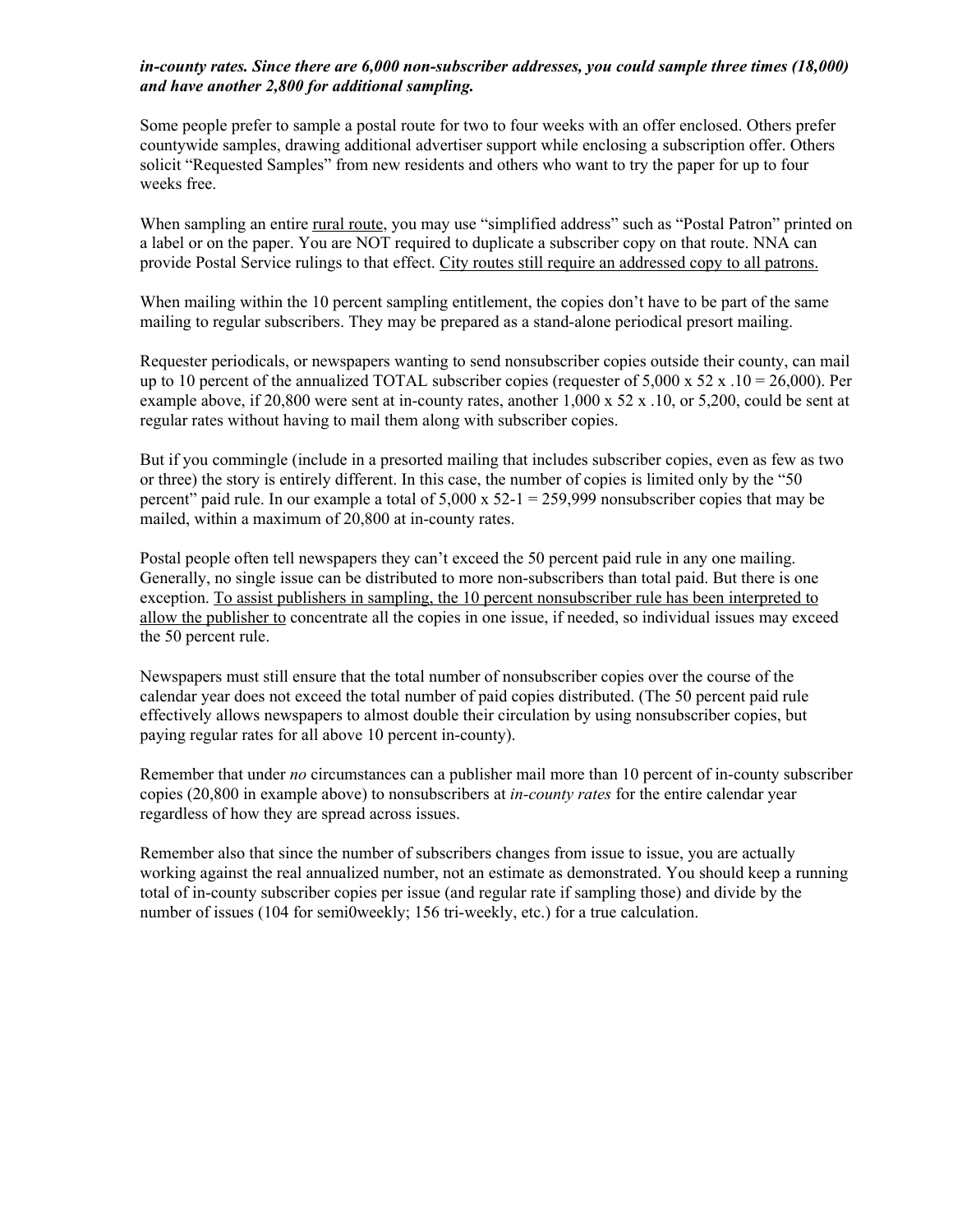***in-county rates. Since there are 6,000 non-subscriber addresses, you could sample three times (18,000) and have another 2,800 for additional sampling.***

Some people prefer to sample a postal route for two to four weeks with an offer enclosed. Others prefer countywide samples, drawing additional advertiser support while enclosing a subscription offer. Others solicit "Requested Samples" from new residents and others who want to try the paper for up to four weeks free.

When sampling an entire rural route, you may use "simplified address" such as "Postal Patron" printed on a label or on the paper. You are NOT required to duplicate a subscriber copy on that route. NNA can provide Postal Service rulings to that effect. City routes still require an addressed copy to all patrons.

When mailing within the 10 percent sampling entitlement, the copies don't have to be part of the same mailing to regular subscribers. They may be prepared as a stand-alone periodical presort mailing.

Requester periodicals, or newspapers wanting to send nonsubscriber copies outside their county, can mail up to 10 percent of the annualized TOTAL subscriber copies (requester of 5,000 x 52 x .10 = 26,000). Per example above, if 20,800 were sent at in-county rates, another 1,000 x 52 x .10, or 5,200, could be sent at regular rates without having to mail them along with subscriber copies.

But if you commingle (include in a presorted mailing that includes subscriber copies, even as few as two or three) the story is entirely different. In this case, the number of copies is limited only by the "50 percent" paid rule. In our example a total of 5,000 x 52-1 = 259,999 nonsubscriber copies that may be mailed, within a maximum of 20,800 at in-county rates.

Postal people often tell newspapers they can't exceed the 50 percent paid rule in any one mailing. Generally, no single issue can be distributed to more non-subscribers than total paid. But there is one exception. To assist publishers in sampling, the 10 percent nonsubscriber rule has been interpreted to allow the publisher to concentrate all the copies in one issue, if needed, so individual issues may exceed the 50 percent rule.

Newspapers must still ensure that the total number of nonsubscriber copies over the course of the calendar year does not exceed the total number of paid copies distributed. (The 50 percent paid rule effectively allows newspapers to almost double their circulation by using nonsubscriber copies, but paying regular rates for all above 10 percent in-county).

Remember that under *no* circumstances can a publisher mail more than 10 percent of in-county subscriber copies (20,800 in example above) to nonsubscribers at *in-county rates* for the entire calendar year regardless of how they are spread across issues.

Remember also that since the number of subscribers changes from issue to issue, you are actually working against the real annualized number, not an estimate as demonstrated. You should keep a running total of in-county subscriber copies per issue (and regular rate if sampling those) and divide by the number of issues (104 for semi0weekly; 156 tri-weekly, etc.) for a true calculation.